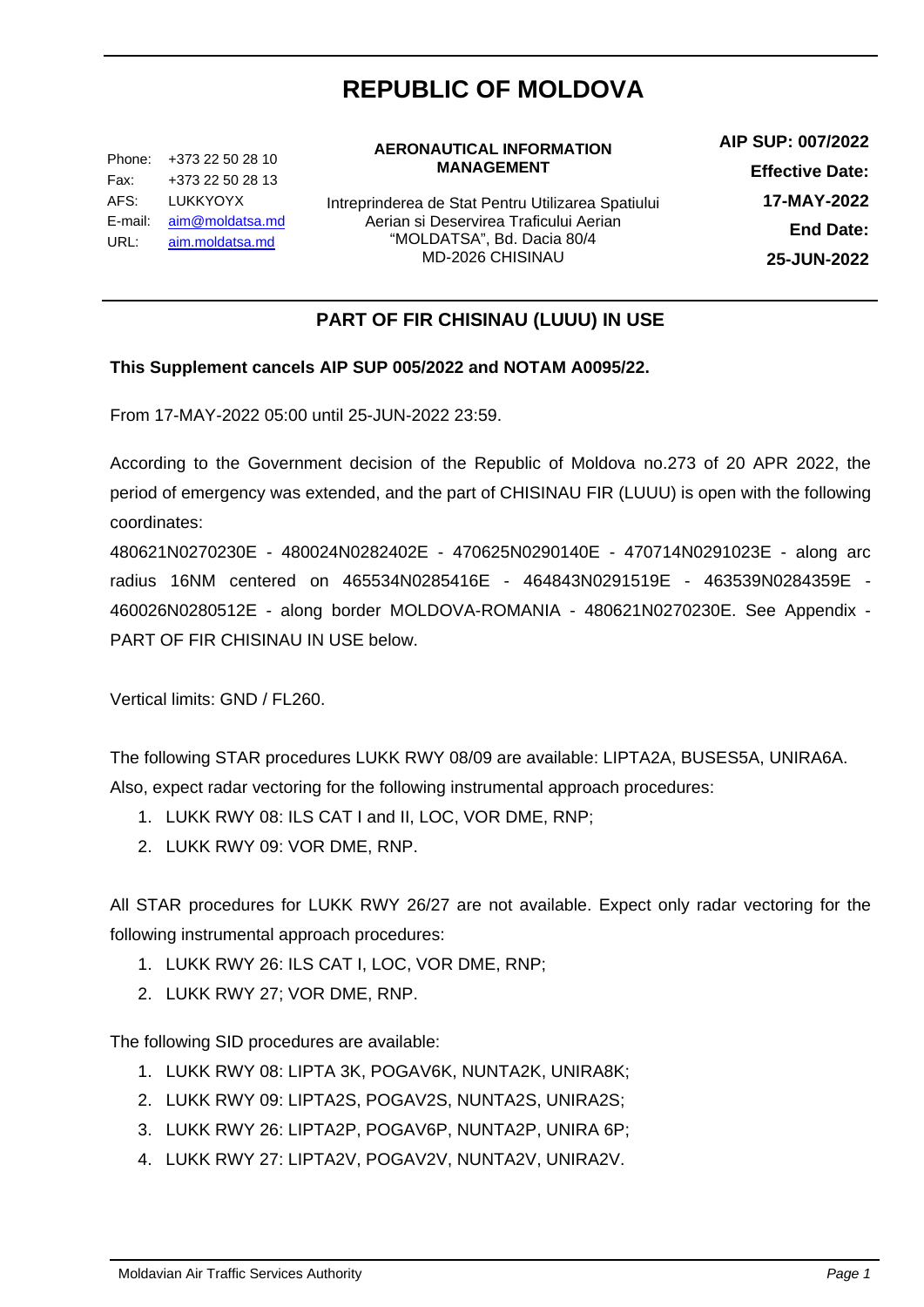# REPUBLIC OF MOLDOVA

Phone: +373 22 50 28 10
Fax: +373 22 50 28 13
AFS: LUKKYOYX
E-mail: aim@moldatsa.md
URL: aim.moldatsa.md

**AERONAUTICAL INFORMATION MANAGEMENT**

Intreprinderea de Stat Pentru Utilizarea Spatiului Aerian si Deservirea Traficului Aerian "MOLDATSA", Bd. Dacia 80/4 MD-2026 CHISINAU

**AIP SUP: 007/2022**

**Effective Date: 17-MAY-2022**

**End Date: 25-JUN-2022**

## PART OF FIR CHISINAU (LUUU) IN USE

**This Supplement cancels AIP SUP 005/2022 and NOTAM A0095/22.**

From 17-MAY-2022 05:00 until 25-JUN-2022 23:59.

According to the Government decision of the Republic of Moldova no.273 of 20 APR 2022, the period of emergency was extended, and the part of CHISINAU FIR (LUUU) is open with the following coordinates:

480621N0270230E - 480024N0282402E - 470625N0290140E - 470714N0291023E - along arc radius 16NM centered on 465534N0285416E - 464843N0291519E - 463539N0284359E - 460026N0280512E - along border MOLDOVA-ROMANIA - 480621N0270230E. See Appendix - PART OF FIR CHISINAU IN USE below.

Vertical limits: GND / FL260.

The following STAR procedures LUKK RWY 08/09 are available: LIPTA2A, BUSES5A, UNIRA6A.
Also, expect radar vectoring for the following instrumental approach procedures:

1. LUKK RWY 08: ILS CAT I and II, LOC, VOR DME, RNP;
2. LUKK RWY 09: VOR DME, RNP.

All STAR procedures for LUKK RWY 26/27 are not available. Expect only radar vectoring for the following instrumental approach procedures:

1. LUKK RWY 26: ILS CAT I, LOC, VOR DME, RNP;
2. LUKK RWY 27; VOR DME, RNP.

The following SID procedures are available:

1. LUKK RWY 08: LIPTA 3K, POGAV6K, NUNTA2K, UNIRA8K;
2. LUKK RWY 09: LIPTA2S, POGAV2S, NUNTA2S, UNIRA2S;
3. LUKK RWY 26: LIPTA2P, POGAV6P, NUNTA2P, UNIRA 6P;
4. LUKK RWY 27: LIPTA2V, POGAV2V, NUNTA2V, UNIRA2V.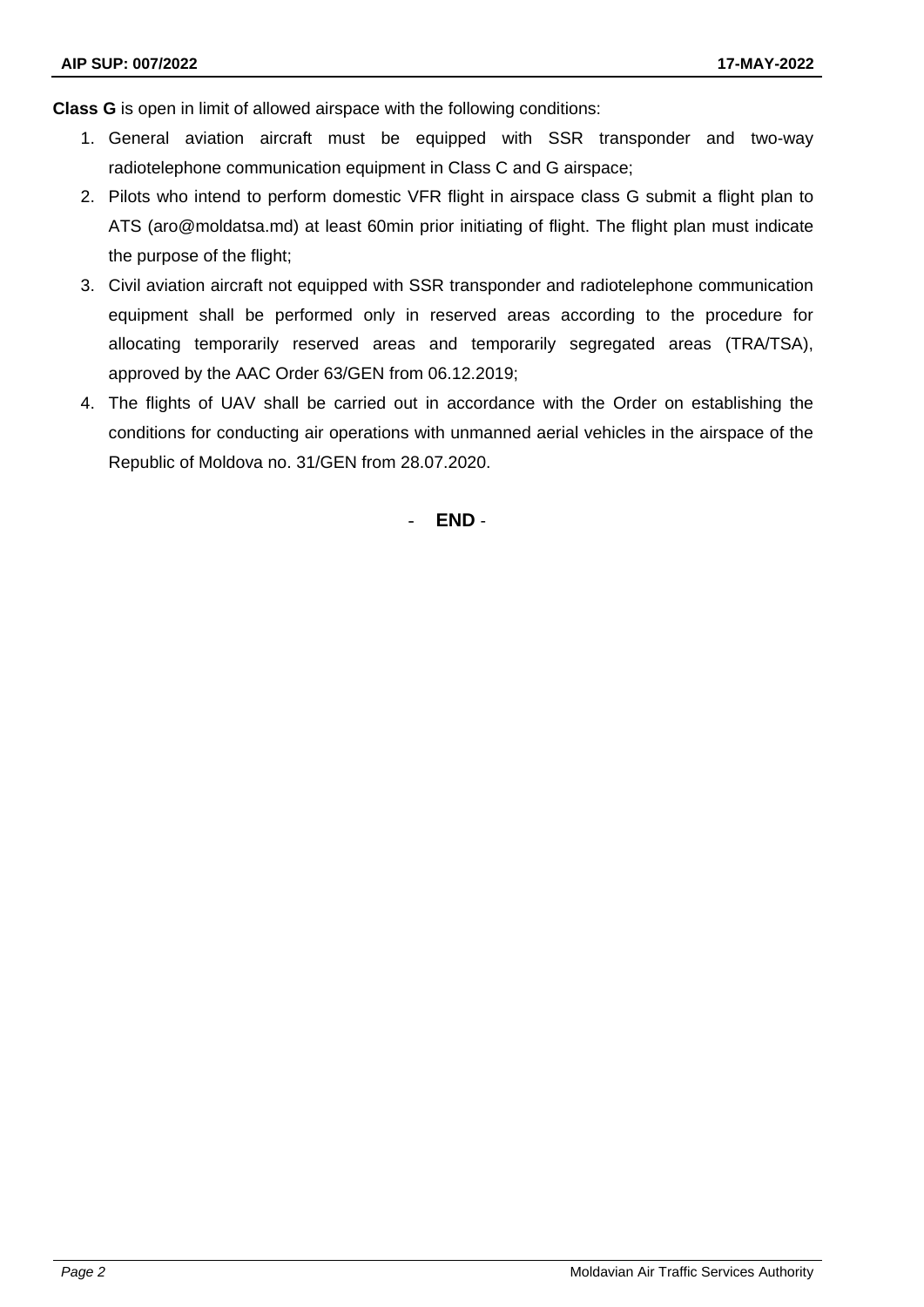**Class G** is open in limit of allowed airspace with the following conditions:

1. General aviation aircraft must be equipped with SSR transponder and two-way radiotelephone communication equipment in Class C and G airspace;
2. Pilots who intend to perform domestic VFR flight in airspace class G submit a flight plan to ATS (aro@moldatsa.md) at least 60min prior initiating of flight. The flight plan must indicate the purpose of the flight;
3. Civil aviation aircraft not equipped with SSR transponder and radiotelephone communication equipment shall be performed only in reserved areas according to the procedure for allocating temporarily reserved areas and temporarily segregated areas (TRA/TSA), approved by the AAC Order 63/GEN from 06.12.2019;
4. The flights of UAV shall be carried out in accordance with the Order on establishing the conditions for conducting air operations with unmanned aerial vehicles in the airspace of the Republic of Moldova no. 31/GEN from 28.07.2020.

\- **END** -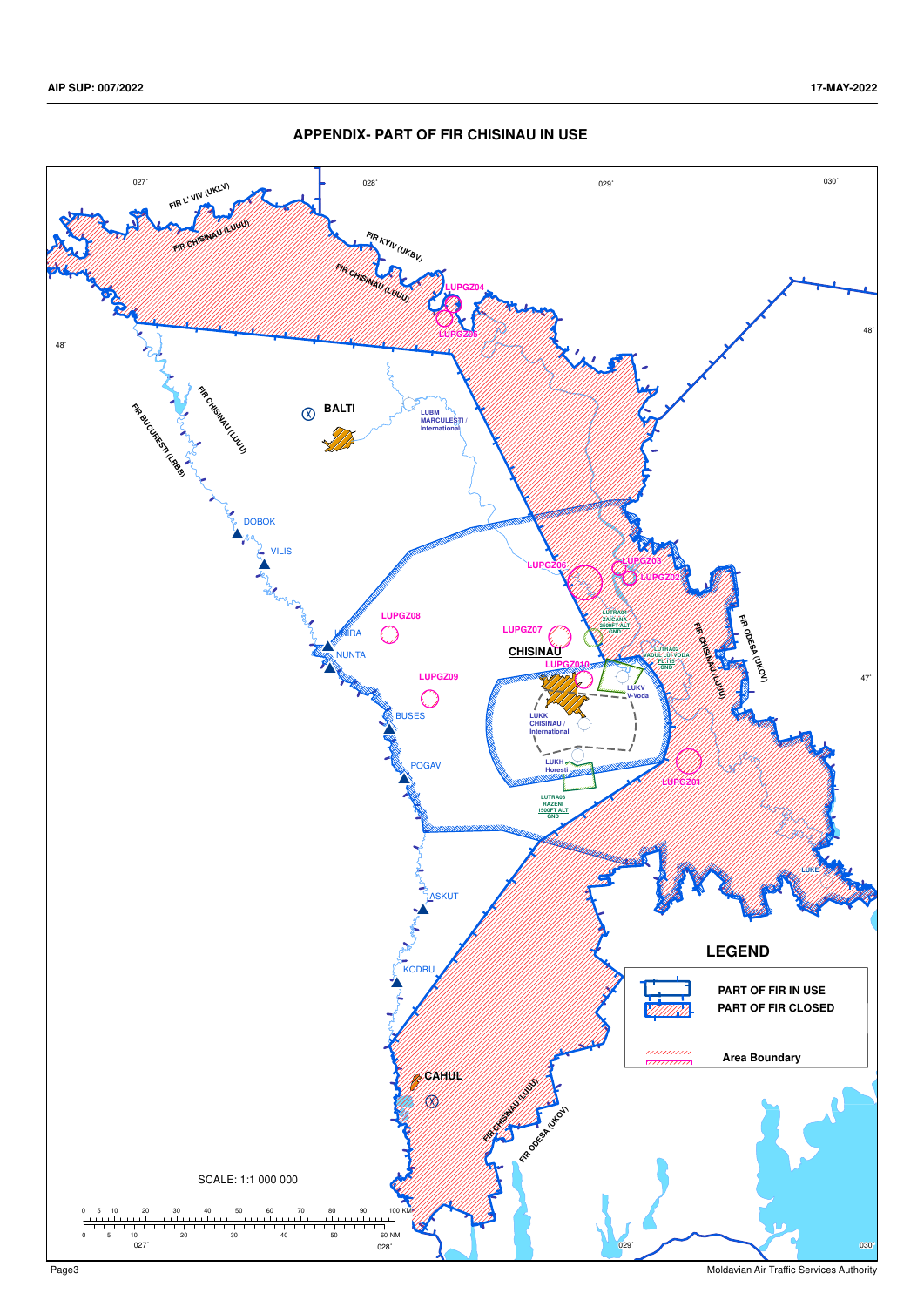## APPENDIX- PART OF FIR CHISINAU IN USE

027˚
028˚
029˚
030˚
48˚
47˚

FIR L' VIV (UKLV)
FIR CHISINAU (LUUU)
FIR KYIV (UKBV)
FIR CHISINAU (LUUU)
LUPGZ04
LUPGZ05
BALTI
LUBM MARCULESTI / International
FIR CHISINAU (LUUU)
FIR BUCURESTI (LRBB)
DOBOK
VILIS
LUPGZ06
LUPGZ03
LUPGZ02
LUTRA04 ZAICANA 2500FT ALT GND
LUPGZ08
LUPGZ07
UNIRA
NUNTA
CHISINAU
LUPGZ010
LUTRA02 VADUL LUI VODA FL 115 GND
LUKV V-Voda
FIR CHISINAU (LUUU)
FIR ODESA (UKOV)
LUPGZ09
BUSES
LUKK CHISINAU / International
LUKH Horesti
POGAV
LUTRA03 RAZENI 1500FT ALT GND
LUPGZ01
LUKE
ASKUT
KODRU
CAHUL
FIR CHISINAU (LUUU)
FIR ODESA (UKOV)

LEGEND
PART OF FIR IN USE
PART OF FIR CLOSED
Area Boundary

SCALE: 1:1 000 000
0 5 10 20 30 40 50 60 70 80 90 100 KM
0 5 10 20 30 40 50 60 NM